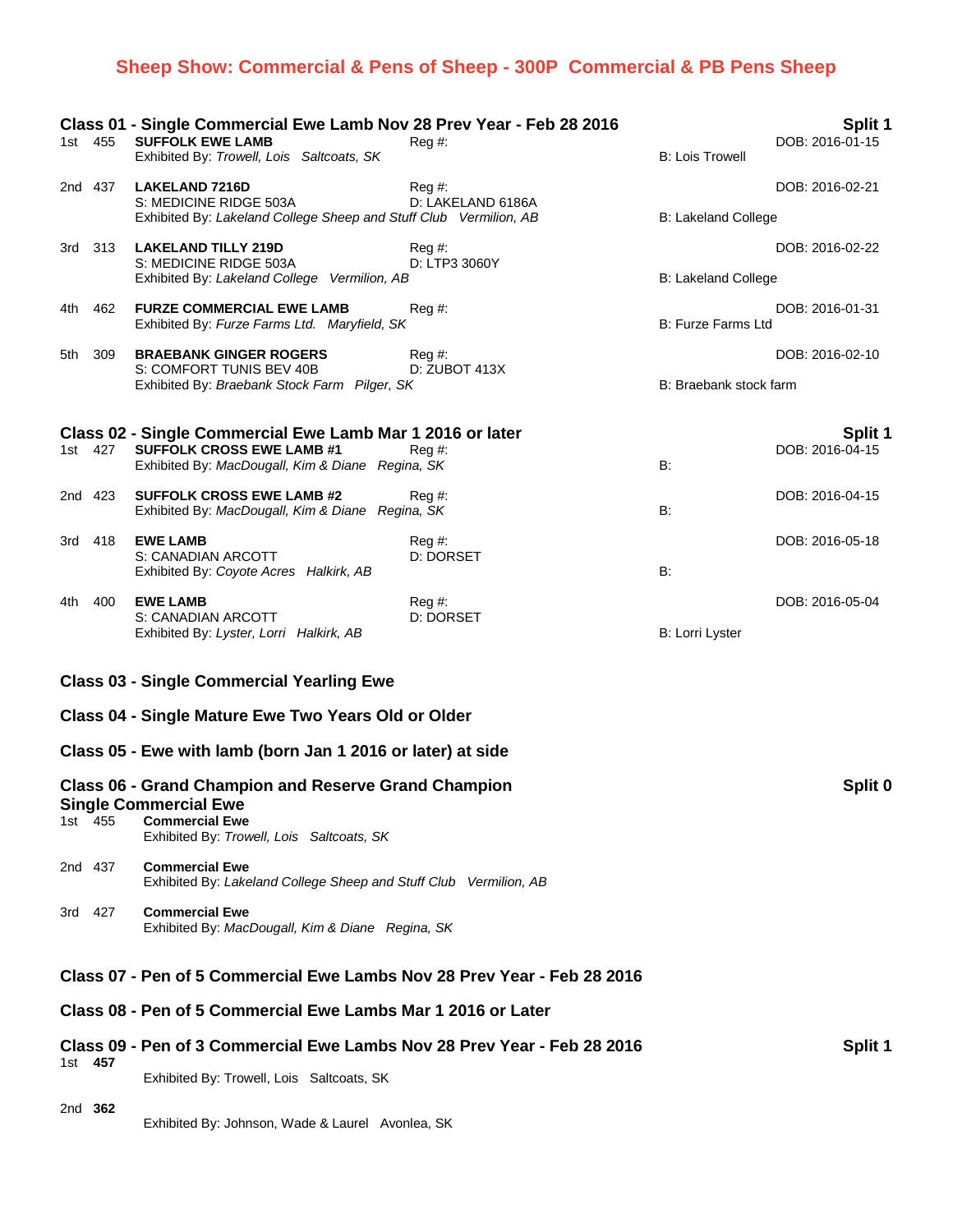# Sheep Show: Commercial & Pens of Sheep - 300P Commercial & PB Pens Sheep

## Class 01 - Single Commercial Ewe Lamb Nov 28 Prev Year - Feb 28 2016

**Split 1**

1st 455 **SUFFOLK EWE LAMB** Reg #: DOB: 2016-01-15
Exhibited By: *Trowell, Lois Saltcoats, SK* B: Lois Trowell

2nd 437 **LAKELAND 7216D** Reg #: DOB: 2016-02-21
S: MEDICINE RIDGE 503A D: LAKELAND 6186A
Exhibited By: *Lakeland College Sheep and Stuff Club Vermilion, AB* B: Lakeland College

3rd 313 **LAKELAND TILLY 219D** Reg #: DOB: 2016-02-22
S: MEDICINE RIDGE 503A D: LTP3 3060Y
Exhibited By: *Lakeland College Vermilion, AB* B: Lakeland College

4th 462 **FURZE COMMERCIAL EWE LAMB** Reg #: DOB: 2016-01-31
Exhibited By: *Furze Farms Ltd. Maryfield, SK* B: Furze Farms Ltd

5th 309 **BRAEBANK GINGER ROGERS** Reg #: DOB: 2016-02-10
S: COMFORT TUNIS BEV 40B D: ZUBOT 413X
Exhibited By: *Braebank Stock Farm Pilger, SK* B: Braebank stock farm

## Class 02 - Single Commercial Ewe Lamb Mar 1 2016 or later

**Split 1**

1st 427 **SUFFOLK CROSS EWE LAMB #1** Reg #: DOB: 2016-04-15
Exhibited By: *MacDougall, Kim & Diane Regina, SK* B:

2nd 423 **SUFFOLK CROSS EWE LAMB #2** Reg #: DOB: 2016-04-15
Exhibited By: *MacDougall, Kim & Diane Regina, SK* B:

3rd 418 **EWE LAMB** Reg #: DOB: 2016-05-18
S: CANADIAN ARCOTT D: DORSET
Exhibited By: *Coyote Acres Halkirk, AB* B:

4th 400 **EWE LAMB** Reg #: DOB: 2016-05-04
S: CANADIAN ARCOTT D: DORSET
Exhibited By: *Lyster, Lorri Halkirk, AB* B: Lorri Lyster

## Class 03 - Single Commercial Yearling Ewe

## Class 04 - Single Mature Ewe Two Years Old or Older

## Class 05 - Ewe with lamb (born Jan 1 2016 or later) at side

## Class 06 - Grand Champion and Reserve Grand Champion Single Commercial Ewe

**Split 0**

1st 455 **Commercial Ewe**
Exhibited By: *Trowell, Lois Saltcoats, SK*

2nd 437 **Commercial Ewe**
Exhibited By: *Lakeland College Sheep and Stuff Club Vermilion, AB*

3rd 427 **Commercial Ewe**
Exhibited By: *MacDougall, Kim & Diane Regina, SK*

## Class 07 - Pen of 5 Commercial Ewe Lambs Nov 28 Prev Year - Feb 28 2016

## Class 08 - Pen of 5 Commercial Ewe Lambs Mar 1 2016 or Later

## Class 09 - Pen of 3 Commercial Ewe Lambs Nov 28 Prev Year - Feb 28 2016

**Split 1**

1st **457**
Exhibited By: Trowell, Lois Saltcoats, SK

2nd **362**
Exhibited By: Johnson, Wade & Laurel Avonlea, SK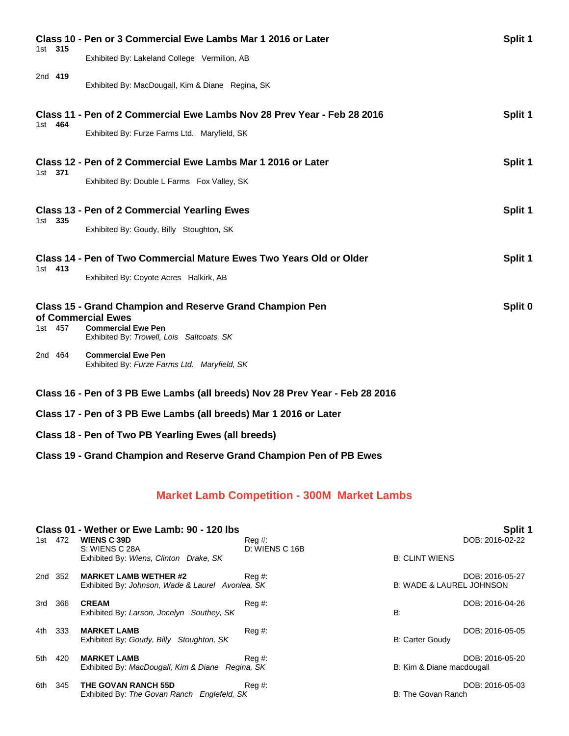### Class 10 - Pen or 3 Commercial Ewe Lambs Mar 1 2016 or Later — Split 1

1st **315**
Exhibited By: Lakeland College Vermilion, AB

2nd **419**
Exhibited By: MacDougall, Kim & Diane Regina, SK

### Class 11 - Pen of 2 Commercial Ewe Lambs Nov 28 Prev Year - Feb 28 2016 — Split 1

1st **464**
Exhibited By: Furze Farms Ltd. Maryfield, SK

### Class 12 - Pen of 2 Commercial Ewe Lambs Mar 1 2016 or Later — Split 1

1st **371**
Exhibited By: Double L Farms Fox Valley, SK

### Class 13 - Pen of 2 Commercial Yearling Ewes — Split 1

1st **335**
Exhibited By: Goudy, Billy Stoughton, SK

### Class 14 - Pen of Two Commercial Mature Ewes Two Years Old or Older — Split 1

1st **413**
Exhibited By: Coyote Acres Halkirk, AB

### Class 15 - Grand Champion and Reserve Grand Champion Pen of Commercial Ewes — Split 0

1st 457 **Commercial Ewe Pen**
Exhibited By: *Trowell, Lois Saltcoats, SK*

2nd 464 **Commercial Ewe Pen**
Exhibited By: *Furze Farms Ltd. Maryfield, SK*

### Class 16 - Pen of 3 PB Ewe Lambs (all breeds) Nov 28 Prev Year - Feb 28 2016

### Class 17 - Pen of 3 PB Ewe Lambs (all breeds) Mar 1 2016 or Later

### Class 18 - Pen of Two PB Yearling Ewes (all breeds)

### Class 19 - Grand Champion and Reserve Grand Champion Pen of PB Ewes

## Market Lamb Competition - 300M Market Lambs

### Class 01 - Wether or Ewe Lamb: 90 - 120 lbs — Split 1

1st 472 **WIENS C 39D** — Reg #: — DOB: 2016-02-22
S: WIENS C 28A — D: WIENS C 16B
Exhibited By: *Wiens, Clinton Drake, SK* — B: CLINT WIENS

2nd 352 **MARKET LAMB WETHER #2** — Reg #: — DOB: 2016-05-27
Exhibited By: *Johnson, Wade & Laurel Avonlea, SK* — B: WADE & LAUREL JOHNSON

3rd 366 **CREAM** — Reg #: — DOB: 2016-04-26
Exhibited By: *Larson, Jocelyn Southey, SK* — B:

4th 333 **MARKET LAMB** — Reg #: — DOB: 2016-05-05
Exhibited By: *Goudy, Billy Stoughton, SK* — B: Carter Goudy

5th 420 **MARKET LAMB** — Reg #: — DOB: 2016-05-20
Exhibited By: *MacDougall, Kim & Diane Regina, SK* — B: Kim & Diane macdougall

6th 345 **THE GOVAN RANCH 55D** — Reg #: — DOB: 2016-05-03
Exhibited By: *The Govan Ranch Englefeld, SK* — B: The Govan Ranch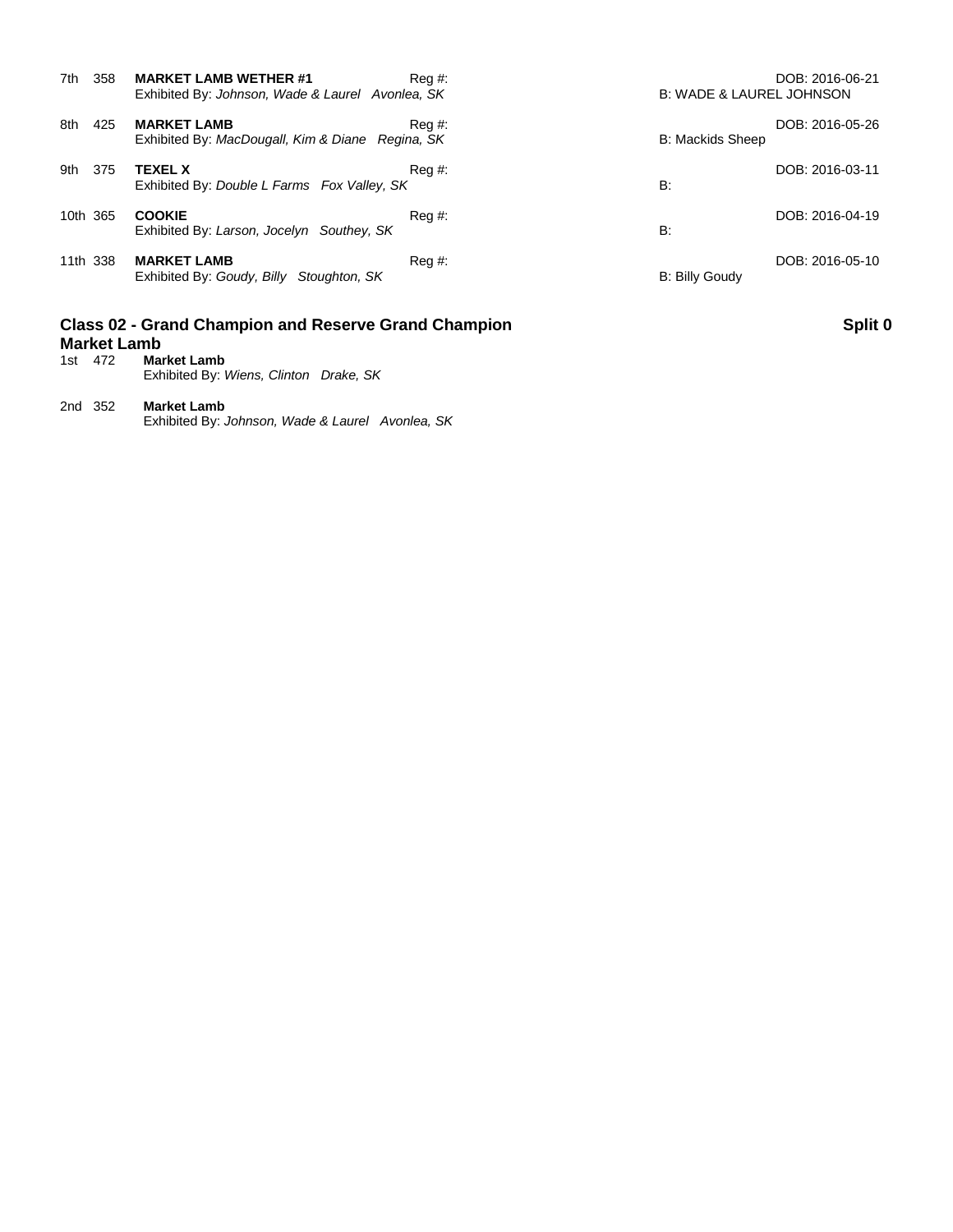| | | | | | |
|---|---|---|---|---|---|
| 7th | 358 | **MARKET LAMB WETHER #1**<br>Exhibited By: *Johnson, Wade & Laurel Avonlea, SK* | Reg #: | B: WADE & LAUREL JOHNSON | DOB: 2016-06-21 |
| 8th | 425 | **MARKET LAMB**<br>Exhibited By: *MacDougall, Kim & Diane Regina, SK* | Reg #: | B: Mackids Sheep | DOB: 2016-05-26 |
| 9th | 375 | **TEXEL X**<br>Exhibited By: *Double L Farms Fox Valley, SK* | Reg #: | B: | DOB: 2016-03-11 |
| 10th | 365 | **COOKIE**<br>Exhibited By: *Larson, Jocelyn Southey, SK* | Reg #: | B: | DOB: 2016-04-19 |
| 11th | 338 | **MARKET LAMB**<br>Exhibited By: *Goudy, Billy Stoughton, SK* | Reg #: | B: Billy Goudy | DOB: 2016-05-10 |

### Class 02 - Grand Champion and Reserve Grand Champion Market Lamb

**Split 0**

| | | |
|---|---|---|
| 1st | 472 | **Market Lamb**<br>Exhibited By: *Wiens, Clinton Drake, SK* |
| 2nd | 352 | **Market Lamb**<br>Exhibited By: *Johnson, Wade & Laurel Avonlea, SK* |